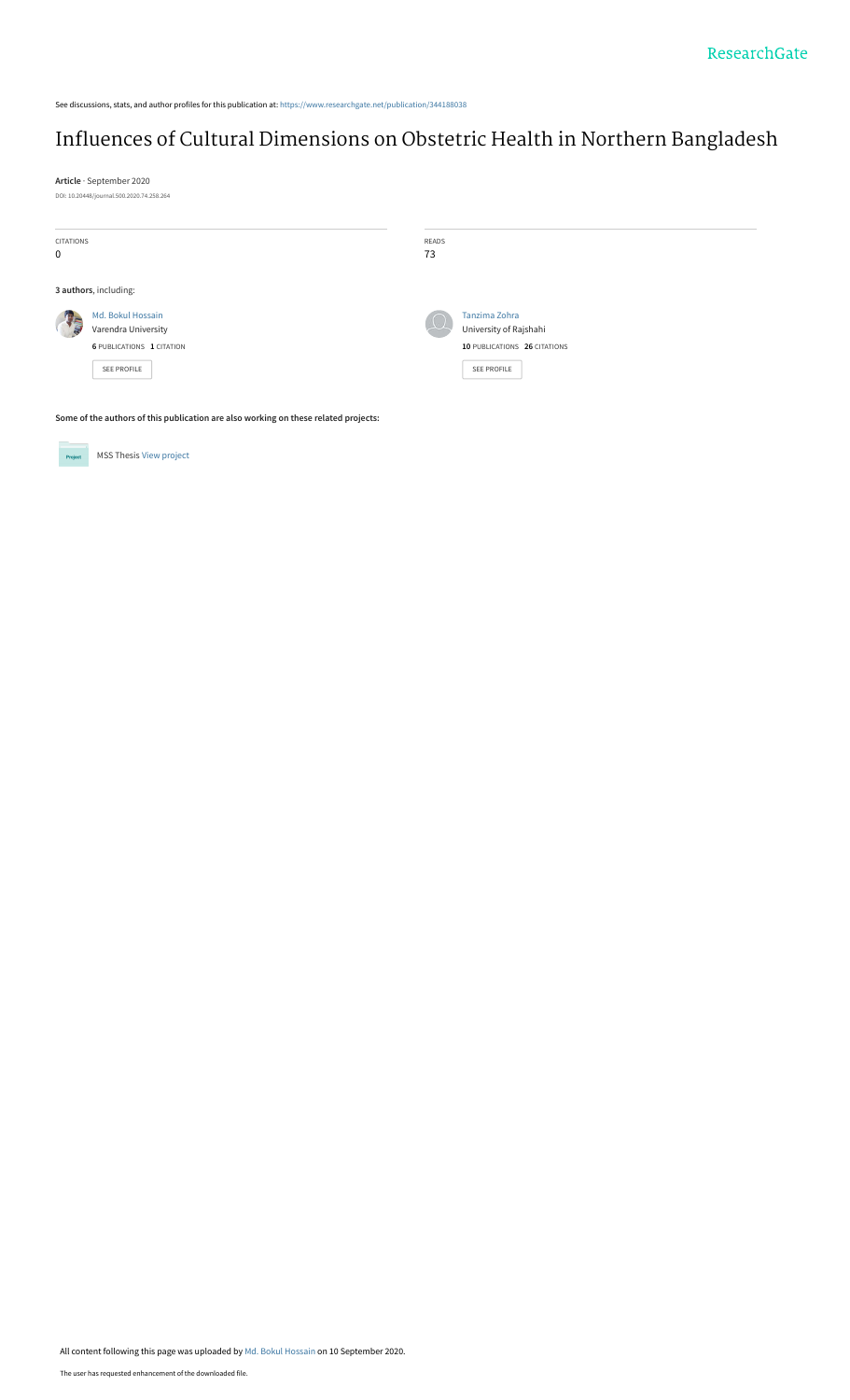See discussions, stats, and author profiles for this publication at: https://www.researchgate.net/publication/344188038

# Influences of Cultural Dimensions on Obstetric Health in Northern Bangladesh

**Article** · September 2020

DOI: 10.20448/journal.500.2020.74.258.264

| CITATIONS | READS |
|---|---|
| 0 | 73 |

**3 authors**, including:

Md. Bokul Hossain
Varendra University
**6** PUBLICATIONS **1** CITATION
SEE PROFILE

Tanzima Zohra
University of Rajshahi
**10** PUBLICATIONS **26** CITATIONS
SEE PROFILE

**Some of the authors of this publication are also working on these related projects:**

Project: MSS Thesis View project

All content following this page was uploaded by Md. Bokul Hossain on 10 September 2020.

The user has requested enhancement of the downloaded file.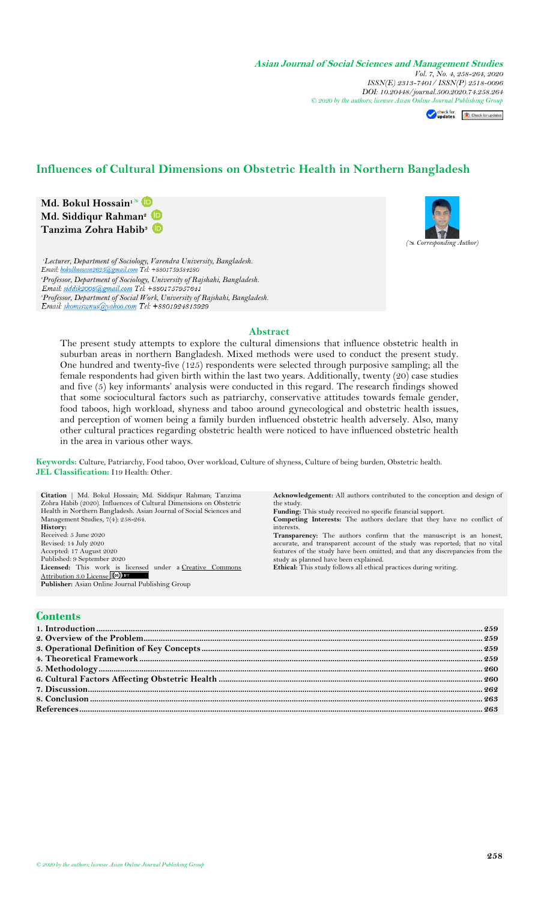# Influences of Cultural Dimensions on Obstetric Health in Northern Bangladesh

**Md. Bokul Hossain**[1]
**Md. Siddiqur Rahman**[2]
**Tanzima Zohra Habib**[3]

(✉ Corresponding Author)

[1]*Lecturer, Department of Sociology, Varendra University, Bangladesh.*
*Email: bokulhossain2625@gmail.com Tel: +8801759534280*
[2]*Professor, Department of Sociology, University of Rajshahi, Bangladesh.*
*Email: siddik2008@gmail.com Tel: +8801757957641*
[3]*Professor, Department of Social Work, University of Rajshahi, Bangladesh.*
*Email: shomiswnus@yahoo.com Tel: +8801924813929*

## Abstract

The present study attempts to explore the cultural dimensions that influence obstetric health in suburban areas in northern Bangladesh. Mixed methods were used to conduct the present study. One hundred and twenty-five (125) respondents were selected through purposive sampling; all the female respondents had given birth within the last two years. Additionally, twenty (20) case studies and five (5) key informants' analysis were conducted in this regard. The research findings showed that some sociocultural factors such as patriarchy, conservative attitudes towards female gender, food taboos, high workload, shyness and taboo around gynecological and obstetric health issues, and perception of women being a family burden influenced obstetric health adversely. Also, many other cultural practices regarding obstetric health were noticed to have influenced obstetric health in the area in various other ways.

**Keywords:** Culture, Patriarchy, Food taboo, Over workload, Culture of shyness, Culture of being burden, Obstetric health.
**JEL Classification:** I19 Health: Other.

**Citation** | Md. Bokul Hossain; Md. Siddiqur Rahman; Tanzima Zohra Habib (2020). Influences of Cultural Dimensions on Obstetric Health in Northern Bangladesh. Asian Journal of Social Sciences and Management Studies, 7(4): 258-264.
**History:**
Received: 5 June 2020
Revised: 14 July 2020
Accepted: 17 August 2020
Published: 9 September 2020
**Licensed:** This work is licensed under a Creative Commons Attribution 3.0 License
**Publisher:** Asian Online Journal Publishing Group

**Acknowledgement:** All authors contributed to the conception and design of the study.
**Funding:** This study received no specific financial support.
**Competing Interests:** The authors declare that they have no conflict of interests.
**Transparency:** The authors confirm that the manuscript is an honest, accurate, and transparent account of the study was reported; that no vital features of the study have been omitted; and that any discrepancies from the study as planned have been explained.
**Ethical:** This study follows all ethical practices during writing.

## Contents

1. Introduction ... 259
2. Overview of the Problem ... 259
3. Operational Definition of Key Concepts ... 259
4. Theoretical Framework ... 259
5. Methodology ... 260
6. Cultural Factors Affecting Obstetric Health ... 260
7. Discussion ... 262
8. Conclusion ... 263
References ... 263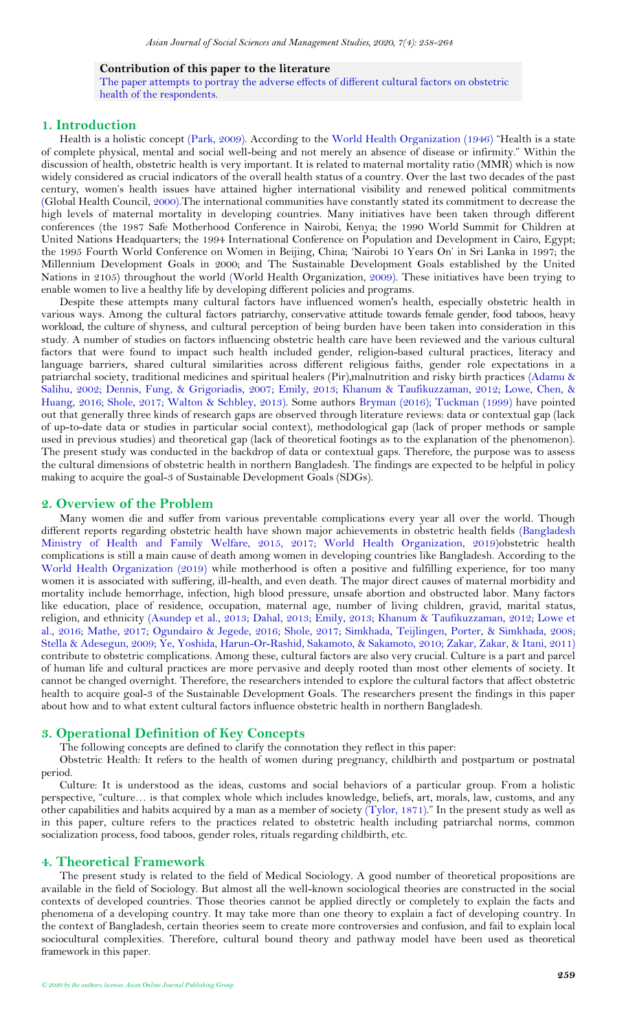**Contribution of this paper to the literature**

The paper attempts to portray the adverse effects of different cultural factors on obstetric health of the respondents.

## 1. Introduction

Health is a holistic concept (Park, 2009). According to the World Health Organization (1946) "Health is a state of complete physical, mental and social well-being and not merely an absence of disease or infirmity." Within the discussion of health, obstetric health is very important. It is related to maternal mortality ratio (MMR) which is now widely considered as crucial indicators of the overall health status of a country. Over the last two decades of the past century, women's health issues have attained higher international visibility and renewed political commitments (Global Health Council, 2000).The international communities have constantly stated its commitment to decrease the high levels of maternal mortality in developing countries. Many initiatives have been taken through different conferences (the 1987 Safe Motherhood Conference in Nairobi, Kenya; the 1990 World Summit for Children at United Nations Headquarters; the 1994 International Conference on Population and Development in Cairo, Egypt; the 1995 Fourth World Conference on Women in Beijing, China; 'Nairobi 10 Years On' in Sri Lanka in 1997; the Millennium Development Goals in 2000; and The Sustainable Development Goals established by the United Nations in 2105) throughout the world (World Health Organization, 2009). These initiatives have been trying to enable women to live a healthy life by developing different policies and programs.

Despite these attempts many cultural factors have influenced women's health, especially obstetric health in various ways. Among the cultural factors patriarchy, conservative attitude towards female gender, food taboos, heavy workload, the culture of shyness, and cultural perception of being burden have been taken into consideration in this study. A number of studies on factors influencing obstetric health care have been reviewed and the various cultural factors that were found to impact such health included gender, religion-based cultural practices, literacy and language barriers, shared cultural similarities across different religious faiths, gender role expectations in a patriarchal society, traditional medicines and spiritual healers (Pir),malnutrition and risky birth practices (Adamu & Salihu, 2002; Dennis, Fung, & Grigoriadis, 2007; Emily, 2013; Khanum & Taufikuzzaman, 2012; Lowe, Chen, & Huang, 2016; Shole, 2017; Walton & Schbley, 2013). Some authors Bryman (2016); Tuckman (1999) have pointed out that generally three kinds of research gaps are observed through literature reviews: data or contextual gap (lack of up-to-date data or studies in particular social context), methodological gap (lack of proper methods or sample used in previous studies) and theoretical gap (lack of theoretical footings as to the explanation of the phenomenon). The present study was conducted in the backdrop of data or contextual gaps. Therefore, the purpose was to assess the cultural dimensions of obstetric health in northern Bangladesh. The findings are expected to be helpful in policy making to acquire the goal-3 of Sustainable Development Goals (SDGs).

## 2. Overview of the Problem

Many women die and suffer from various preventable complications every year all over the world. Though different reports regarding obstetric health have shown major achievements in obstetric health fields (Bangladesh Ministry of Health and Family Welfare, 2015, 2017; World Health Organization, 2019)obstetric health complications is still a main cause of death among women in developing countries like Bangladesh. According to the World Health Organization (2019) while motherhood is often a positive and fulfilling experience, for too many women it is associated with suffering, ill-health, and even death. The major direct causes of maternal morbidity and mortality include hemorrhage, infection, high blood pressure, unsafe abortion and obstructed labor. Many factors like education, place of residence, occupation, maternal age, number of living children, gravid, marital status, religion, and ethnicity (Asundep et al., 2013; Dahal, 2013; Emily, 2013; Khanum & Taufikuzzaman, 2012; Lowe et al., 2016; Mathe, 2017; Ogundairo & Jegede, 2016; Shole, 2017; Simkhada, Teijlingen, Porter, & Simkhada, 2008; Stella & Adesegun, 2009; Ye, Yoshida, Harun-Or-Rashid, Sakamoto, & Sakamoto, 2010; Zakar, Zakar, & Itani, 2011) contribute to obstetric complications. Among these, cultural factors are also very crucial. Culture is a part and parcel of human life and cultural practices are more pervasive and deeply rooted than most other elements of society. It cannot be changed overnight. Therefore, the researchers intended to explore the cultural factors that affect obstetric health to acquire goal-3 of the Sustainable Development Goals. The researchers present the findings in this paper about how and to what extent cultural factors influence obstetric health in northern Bangladesh.

## 3. Operational Definition of Key Concepts

The following concepts are defined to clarify the connotation they reflect in this paper:

Obstetric Health: It refers to the health of women during pregnancy, childbirth and postpartum or postnatal period.

Culture: It is understood as the ideas, customs and social behaviors of a particular group. From a holistic perspective, "culture… is that complex whole which includes knowledge, beliefs, art, morals, law, customs, and any other capabilities and habits acquired by a man as a member of society (Tylor, 1871)." In the present study as well as in this paper, culture refers to the practices related to obstetric health including patriarchal norms, common socialization process, food taboos, gender roles, rituals regarding childbirth, etc.

## 4. Theoretical Framework

The present study is related to the field of Medical Sociology. A good number of theoretical propositions are available in the field of Sociology. But almost all the well-known sociological theories are constructed in the social contexts of developed countries. Those theories cannot be applied directly or completely to explain the facts and phenomena of a developing country. It may take more than one theory to explain a fact of developing country. In the context of Bangladesh, certain theories seem to create more controversies and confusion, and fail to explain local sociocultural complexities. Therefore, cultural bound theory and pathway model have been used as theoretical framework in this paper.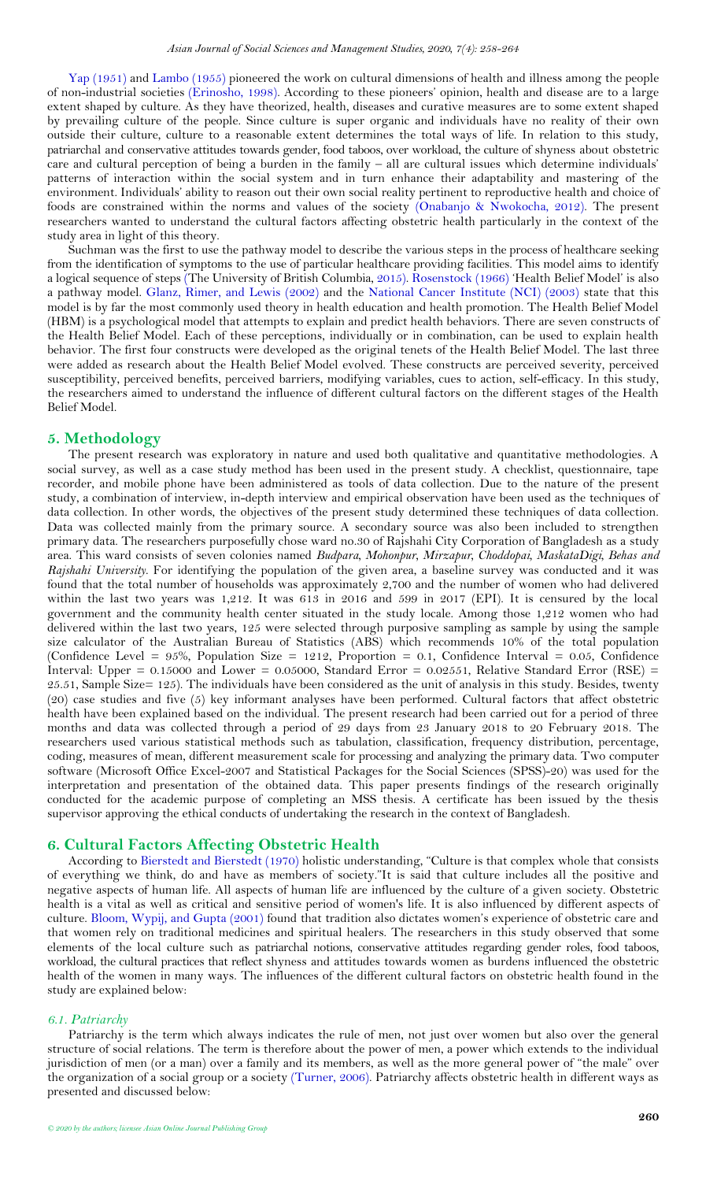Yap (1951) and Lambo (1955) pioneered the work on cultural dimensions of health and illness among the people of non-industrial societies (Erinosho, 1998). According to these pioneers' opinion, health and disease are to a large extent shaped by culture. As they have theorized, health, diseases and curative measures are to some extent shaped by prevailing culture of the people. Since culture is super organic and individuals have no reality of their own outside their culture, culture to a reasonable extent determines the total ways of life. In relation to this study, patriarchal and conservative attitudes towards gender, food taboos, over workload, the culture of shyness about obstetric care and cultural perception of being a burden in the family – all are cultural issues which determine individuals' patterns of interaction within the social system and in turn enhance their adaptability and mastering of the environment. Individuals' ability to reason out their own social reality pertinent to reproductive health and choice of foods are constrained within the norms and values of the society (Onabanjo & Nwokocha, 2012). The present researchers wanted to understand the cultural factors affecting obstetric health particularly in the context of the study area in light of this theory.

Suchman was the first to use the pathway model to describe the various steps in the process of healthcare seeking from the identification of symptoms to the use of particular healthcare providing facilities. This model aims to identify a logical sequence of steps (The University of British Columbia, 2015). Rosenstock (1966) 'Health Belief Model' is also a pathway model. Glanz, Rimer, and Lewis (2002) and the National Cancer Institute (NCI) (2003) state that this model is by far the most commonly used theory in health education and health promotion. The Health Belief Model (HBM) is a psychological model that attempts to explain and predict health behaviors. There are seven constructs of the Health Belief Model. Each of these perceptions, individually or in combination, can be used to explain health behavior. The first four constructs were developed as the original tenets of the Health Belief Model. The last three were added as research about the Health Belief Model evolved. These constructs are perceived severity, perceived susceptibility, perceived benefits, perceived barriers, modifying variables, cues to action, self-efficacy. In this study, the researchers aimed to understand the influence of different cultural factors on the different stages of the Health Belief Model.

## 5. Methodology

The present research was exploratory in nature and used both qualitative and quantitative methodologies. A social survey, as well as a case study method has been used in the present study. A checklist, questionnaire, tape recorder, and mobile phone have been administered as tools of data collection. Due to the nature of the present study, a combination of interview, in-depth interview and empirical observation have been used as the techniques of data collection. In other words, the objectives of the present study determined these techniques of data collection. Data was collected mainly from the primary source. A secondary source was also been included to strengthen primary data. The researchers purposefully chose ward no.30 of Rajshahi City Corporation of Bangladesh as a study area. This ward consists of seven colonies named *Budpara, Mohonpur, Mirzapur, Choddopai, MaskataDigi, Behas and Rajshahi University*. For identifying the population of the given area, a baseline survey was conducted and it was found that the total number of households was approximately 2,700 and the number of women who had delivered within the last two years was 1,212. It was 613 in 2016 and 599 in 2017 (EPI). It is censured by the local government and the community health center situated in the study locale. Among those 1,212 women who had delivered within the last two years, 125 were selected through purposive sampling as sample by using the sample size calculator of the Australian Bureau of Statistics (ABS) which recommends 10% of the total population (Confidence Level = 95%, Population Size = 1212, Proportion = 0.1, Confidence Interval = 0.05, Confidence Interval: Upper = 0.15000 and Lower = 0.05000, Standard Error = 0.02551, Relative Standard Error (RSE) = 25.51, Sample Size= 125). The individuals have been considered as the unit of analysis in this study. Besides, twenty (20) case studies and five (5) key informant analyses have been performed. Cultural factors that affect obstetric health have been explained based on the individual. The present research had been carried out for a period of three months and data was collected through a period of 29 days from 23 January 2018 to 20 February 2018. The researchers used various statistical methods such as tabulation, classification, frequency distribution, percentage, coding, measures of mean, different measurement scale for processing and analyzing the primary data. Two computer software (Microsoft Office Excel-2007 and Statistical Packages for the Social Sciences (SPSS)-20) was used for the interpretation and presentation of the obtained data. This paper presents findings of the research originally conducted for the academic purpose of completing an MSS thesis. A certificate has been issued by the thesis supervisor approving the ethical conducts of undertaking the research in the context of Bangladesh.

## 6. Cultural Factors Affecting Obstetric Health

According to Bierstedt and Bierstedt (1970) holistic understanding, "Culture is that complex whole that consists of everything we think, do and have as members of society."It is said that culture includes all the positive and negative aspects of human life. All aspects of human life are influenced by the culture of a given society. Obstetric health is a vital as well as critical and sensitive period of women's life. It is also influenced by different aspects of culture. Bloom, Wypij, and Gupta (2001) found that tradition also dictates women's experience of obstetric care and that women rely on traditional medicines and spiritual healers. The researchers in this study observed that some elements of the local culture such as patriarchal notions, conservative attitudes regarding gender roles, food taboos, workload, the cultural practices that reflect shyness and attitudes towards women as burdens influenced the obstetric health of the women in many ways. The influences of the different cultural factors on obstetric health found in the study are explained below:

### 6.1. Patriarchy

Patriarchy is the term which always indicates the rule of men, not just over women but also over the general structure of social relations. The term is therefore about the power of men, a power which extends to the individual jurisdiction of men (or a man) over a family and its members, as well as the more general power of "the male" over the organization of a social group or a society (Turner, 2006). Patriarchy affects obstetric health in different ways as presented and discussed below: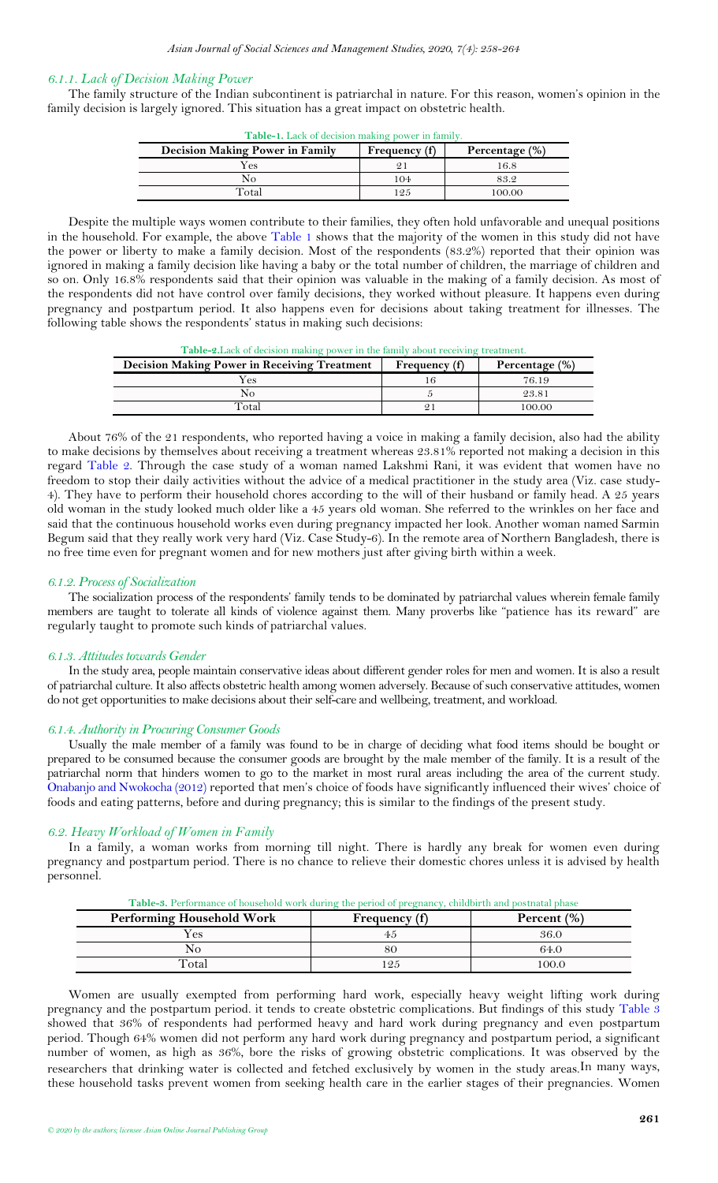#### 6.1.1. Lack of Decision Making Power

The family structure of the Indian subcontinent is patriarchal in nature. For this reason, women's opinion in the family decision is largely ignored. This situation has a great impact on obstetric health.

**Table-1.** Lack of decision making power in family.

| Decision Making Power in Family | Frequency (f) | Percentage (%) |
|---|---|---|
| Yes | 21 | 16.8 |
| No | 104 | 83.2 |
| Total | 125 | 100.00 |

Despite the multiple ways women contribute to their families, they often hold unfavorable and unequal positions in the household. For example, the above Table 1 shows that the majority of the women in this study did not have the power or liberty to make a family decision. Most of the respondents (83.2%) reported that their opinion was ignored in making a family decision like having a baby or the total number of children, the marriage of children and so on. Only 16.8% respondents said that their opinion was valuable in the making of a family decision. As most of the respondents did not have control over family decisions, they worked without pleasure. It happens even during pregnancy and postpartum period. It also happens even for decisions about taking treatment for illnesses. The following table shows the respondents' status in making such decisions:

**Table-2.** Lack of decision making power in the family about receiving treatment.

| Decision Making Power in Receiving Treatment | Frequency (f) | Percentage (%) |
|---|---|---|
| Yes | 16 | 76.19 |
| No | 5 | 23.81 |
| Total | 21 | 100.00 |

About 76% of the 21 respondents, who reported having a voice in making a family decision, also had the ability to make decisions by themselves about receiving a treatment whereas 23.81% reported not making a decision in this regard Table 2. Through the case study of a woman named Lakshmi Rani, it was evident that women have no freedom to stop their daily activities without the advice of a medical practitioner in the study area (Viz. case study-4). They have to perform their household chores according to the will of their husband or family head. A 25 years old woman in the study looked much older like a 45 years old woman. She referred to the wrinkles on her face and said that the continuous household works even during pregnancy impacted her look. Another woman named Sarmin Begum said that they really work very hard (Viz. Case Study-6). In the remote area of Northern Bangladesh, there is no free time even for pregnant women and for new mothers just after giving birth within a week.

#### 6.1.2. Process of Socialization

The socialization process of the respondents' family tends to be dominated by patriarchal values wherein female family members are taught to tolerate all kinds of violence against them. Many proverbs like "patience has its reward" are regularly taught to promote such kinds of patriarchal values.

#### 6.1.3. Attitudes towards Gender

In the study area, people maintain conservative ideas about different gender roles for men and women. It is also a result of patriarchal culture. It also affects obstetric health among women adversely. Because of such conservative attitudes, women do not get opportunities to make decisions about their self-care and wellbeing, treatment, and workload.

#### 6.1.4. Authority in Procuring Consumer Goods

Usually the male member of a family was found to be in charge of deciding what food items should be bought or prepared to be consumed because the consumer goods are brought by the male member of the family. It is a result of the patriarchal norm that hinders women to go to the market in most rural areas including the area of the current study. Onabanjo and Nwokocha (2012) reported that men's choice of foods have significantly influenced their wives' choice of foods and eating patterns, before and during pregnancy; this is similar to the findings of the present study.

### 6.2. Heavy Workload of Women in Family

In a family, a woman works from morning till night. There is hardly any break for women even during pregnancy and postpartum period. There is no chance to relieve their domestic chores unless it is advised by health personnel.

**Table-3.** Performance of household work during the period of pregnancy, childbirth and postnatal phase

| Performing Household Work | Frequency (f) | Percent (%) |
|---|---|---|
| Yes | 45 | 36.0 |
| No | 80 | 64.0 |
| Total | 125 | 100.0 |

Women are usually exempted from performing hard work, especially heavy weight lifting work during pregnancy and the postpartum period. it tends to create obstetric complications. But findings of this study Table 3 showed that 36% of respondents had performed heavy and hard work during pregnancy and even postpartum period. Though 64% women did not perform any hard work during pregnancy and postpartum period, a significant number of women, as high as 36%, bore the risks of growing obstetric complications. It was observed by the researchers that drinking water is collected and fetched exclusively by women in the study areas. In many ways, these household tasks prevent women from seeking health care in the earlier stages of their pregnancies. Women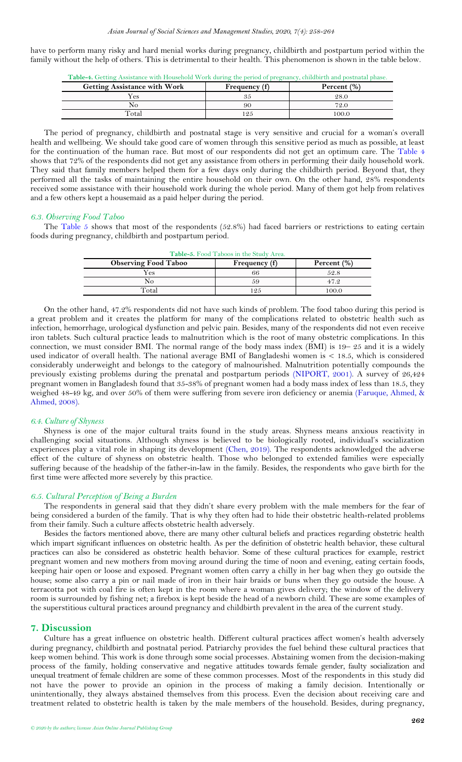have to perform many risky and hard menial works during pregnancy, childbirth and postpartum period within the family without the help of others. This is detrimental to their health. This phenomenon is shown in the table below.

**Table-4.** Getting Assistance with Household Work during the period of pregnancy, childbirth and postnatal phase.

| Getting Assistance with Work | Frequency (f) | Percent (%) |
|---|---|---|
| Yes | 35 | 28.0 |
| No | 90 | 72.0 |
| Total | 125 | 100.0 |

The period of pregnancy, childbirth and postnatal stage is very sensitive and crucial for a woman's overall health and wellbeing. We should take good care of women through this sensitive period as much as possible, at least for the continuation of the human race. But most of our respondents did not get an optimum care. The Table 4 shows that 72% of the respondents did not get any assistance from others in performing their daily household work. They said that family members helped them for a few days only during the childbirth period. Beyond that, they performed all the tasks of maintaining the entire household on their own. On the other hand, 28% respondents received some assistance with their household work during the whole period. Many of them got help from relatives and a few others kept a housemaid as a paid helper during the period.

### *6.3. Observing Food Taboo*

The Table 5 shows that most of the respondents (52.8%) had faced barriers or restrictions to eating certain foods during pregnancy, childbirth and postpartum period.

**Table-5.** Food Taboos in the Study Area.

| Observing Food Taboo | Frequency (f) | Percent (%) |
|---|---|---|
| Yes | 66 | 52.8 |
| No | 59 | 47.2 |
| Total | 125 | 100.0 |

On the other hand, 47.2% respondents did not have such kinds of problem. The food taboo during this period is a great problem and it creates the platform for many of the complications related to obstetric health such as infection, hemorrhage, urological dysfunction and pelvic pain. Besides, many of the respondents did not even receive iron tablets. Such cultural practice leads to malnutrition which is the root of many obstetric complications. In this connection, we must consider BMI. The normal range of the body mass index (BMI) is 19– 25 and it is a widely used indicator of overall health. The national average BMI of Bangladeshi women is < 18.5, which is considered considerably underweight and belongs to the category of malnourished. Malnutrition potentially compounds the previously existing problems during the prenatal and postpartum periods (NIPORT, 2001). A survey of 26,424 pregnant women in Bangladesh found that 35-38% of pregnant women had a body mass index of less than 18.5, they weighed 48-49 kg, and over 50% of them were suffering from severe iron deficiency or anemia (Faruque, Ahmed, & Ahmed, 2008).

### *6.4. Culture of Shyness*

Shyness is one of the major cultural traits found in the study areas. Shyness means anxious reactivity in challenging social situations. Although shyness is believed to be biologically rooted, individual's socialization experiences play a vital role in shaping its development (Chen, 2019). The respondents acknowledged the adverse effect of the culture of shyness on obstetric health. Those who belonged to extended families were especially suffering because of the headship of the father-in-law in the family. Besides, the respondents who gave birth for the first time were affected more severely by this practice.

### *6.5. Cultural Perception of Being a Burden*

The respondents in general said that they didn't share every problem with the male members for the fear of being considered a burden of the family. That is why they often had to hide their obstetric health-related problems from their family. Such a culture affects obstetric health adversely.

Besides the factors mentioned above, there are many other cultural beliefs and practices regarding obstetric health which impart significant influences on obstetric health. As per the definition of obstetric health behavior, these cultural practices can also be considered as obstetric health behavior. Some of these cultural practices for example, restrict pregnant women and new mothers from moving around during the time of noon and evening, eating certain foods, keeping hair open or loose and exposed. Pregnant women often carry a chilly in her bag when they go outside the house; some also carry a pin or nail made of iron in their hair braids or buns when they go outside the house. A terracotta pot with coal fire is often kept in the room where a woman gives delivery; the window of the delivery room is surrounded by fishing net; a firebox is kept beside the head of a newborn child. These are some examples of the superstitious cultural practices around pregnancy and childbirth prevalent in the area of the current study.

## 7. Discussion

Culture has a great influence on obstetric health. Different cultural practices affect women's health adversely during pregnancy, childbirth and postnatal period. Patriarchy provides the fuel behind these cultural practices that keep women behind. This work is done through some social processes. Abstaining women from the decision-making process of the family, holding conservative and negative attitudes towards female gender, faulty socialization and unequal treatment of female children are some of these common processes. Most of the respondents in this study did not have the power to provide an opinion in the process of making a family decision. Intentionally or unintentionally, they always abstained themselves from this process. Even the decision about receiving care and treatment related to obstetric health is taken by the male members of the household. Besides, during pregnancy,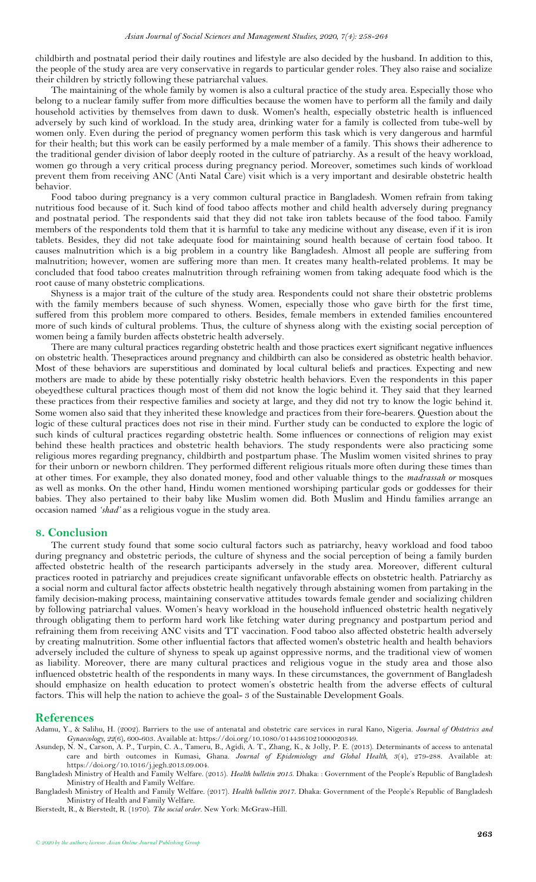childbirth and postnatal period their daily routines and lifestyle are also decided by the husband. In addition to this, the people of the study area are very conservative in regards to particular gender roles. They also raise and socialize their children by strictly following these patriarchal values.

The maintaining of the whole family by women is also a cultural practice of the study area. Especially those who belong to a nuclear family suffer from more difficulties because the women have to perform all the family and daily household activities by themselves from dawn to dusk. Women's health, especially obstetric health is influenced adversely by such kind of workload. In the study area, drinking water for a family is collected from tube-well by women only. Even during the period of pregnancy women perform this task which is very dangerous and harmful for their health; but this work can be easily performed by a male member of a family. This shows their adherence to the traditional gender division of labor deeply rooted in the culture of patriarchy. As a result of the heavy workload, women go through a very critical process during pregnancy period. Moreover, sometimes such kinds of workload prevent them from receiving ANC (Anti Natal Care) visit which is a very important and desirable obstetric health behavior.

Food taboo during pregnancy is a very common cultural practice in Bangladesh. Women refrain from taking nutritious food because of it. Such kind of food taboo affects mother and child health adversely during pregnancy and postnatal period. The respondents said that they did not take iron tablets because of the food taboo. Family members of the respondents told them that it is harmful to take any medicine without any disease, even if it is iron tablets. Besides, they did not take adequate food for maintaining sound health because of certain food taboo. It causes malnutrition which is a big problem in a country like Bangladesh. Almost all people are suffering from malnutrition; however, women are suffering more than men. It creates many health-related problems. It may be concluded that food taboo creates malnutrition through refraining women from taking adequate food which is the root cause of many obstetric complications.

Shyness is a major trait of the culture of the study area. Respondents could not share their obstetric problems with the family members because of such shyness. Women, especially those who gave birth for the first time, suffered from this problem more compared to others. Besides, female members in extended families encountered more of such kinds of cultural problems. Thus, the culture of shyness along with the existing social perception of women being a family burden affects obstetric health adversely.

There are many cultural practices regarding obstetric health and those practices exert significant negative influences on obstetric health. Thesepractices around pregnancy and childbirth can also be considered as obstetric health behavior. Most of these behaviors are superstitious and dominated by local cultural beliefs and practices. Expecting and new mothers are made to abide by these potentially risky obstetric health behaviors. Even the respondents in this paper obeyedthese cultural practices though most of them did not know the logic behind it. They said that they learned these practices from their respective families and society at large, and they did not try to know the logic behind it. Some women also said that they inherited these knowledge and practices from their fore-bearers. Question about the logic of these cultural practices does not rise in their mind. Further study can be conducted to explore the logic of such kinds of cultural practices regarding obstetric health. Some influences or connections of religion may exist behind these health practices and obstetric health behaviors. The study respondents were also practicing some religious mores regarding pregnancy, childbirth and postpartum phase. The Muslim women visited shrines to pray for their unborn or newborn children. They performed different religious rituals more often during these times than at other times. For example, they also donated money, food and other valuable things to the *madrassah or* mosques as well as monks. On the other hand, Hindu women mentioned worshiping particular gods or goddesses for their babies. They also pertained to their baby like Muslim women did. Both Muslim and Hindu families arrange an occasion named *'shad'* as a religious vogue in the study area.

## 8. Conclusion

The current study found that some socio cultural factors such as patriarchy, heavy workload and food taboo during pregnancy and obstetric periods, the culture of shyness and the social perception of being a family burden affected obstetric health of the research participants adversely in the study area. Moreover, different cultural practices rooted in patriarchy and prejudices create significant unfavorable effects on obstetric health. Patriarchy as a social norm and cultural factor affects obstetric health negatively through abstaining women from partaking in the family decision-making process, maintaining conservative attitudes towards female gender and socializing children by following patriarchal values. Women's heavy workload in the household influenced obstetric health negatively through obligating them to perform hard work like fetching water during pregnancy and postpartum period and refraining them from receiving ANC visits and TT vaccination. Food taboo also affected obstetric health adversely by creating malnutrition. Some other influential factors that affected women's obstetric health and health behaviors adversely included the culture of shyness to speak up against oppressive norms, and the traditional view of women as liability. Moreover, there are many cultural practices and religious vogue in the study area and those also influenced obstetric health of the respondents in many ways. In these circumstances, the government of Bangladesh should emphasize on health education to protect women's obstetric health from the adverse effects of cultural factors. This will help the nation to achieve the goal- 3 of the Sustainable Development Goals.

## References

Adamu, Y., & Salihu, H. (2002). Barriers to the use of antenatal and obstetric care services in rural Kano, Nigeria. *Journal of Obstetrics and Gynaecology, 22*(6), 600-603. Available at: https://doi.org/10.1080/0144361021000020349.

Asundep, N. N., Carson, A. P., Turpin, C. A., Tameru, B., Agidi, A. T., Zhang, K., & Jolly, P. E. (2013). Determinants of access to antenatal care and birth outcomes in Kumasi, Ghana. *Journal of Epidemiology and Global Health, 3*(4), 279-288. Available at: https://doi.org/10.1016/j.jegh.2013.09.004.

Bangladesh Ministry of Health and Family Welfare. (2015). *Health bulletin 2015*. Dhaka: : Government of the People's Republic of Bangladesh Ministry of Health and Family Welfare.

Bangladesh Ministry of Health and Family Welfare. (2017). *Health bulletin 2017*. Dhaka: Government of the People's Republic of Bangladesh Ministry of Health and Family Welfare.

Bierstedt, R., & Bierstedt, R. (1970). *The social order*. New York: McGraw-Hill.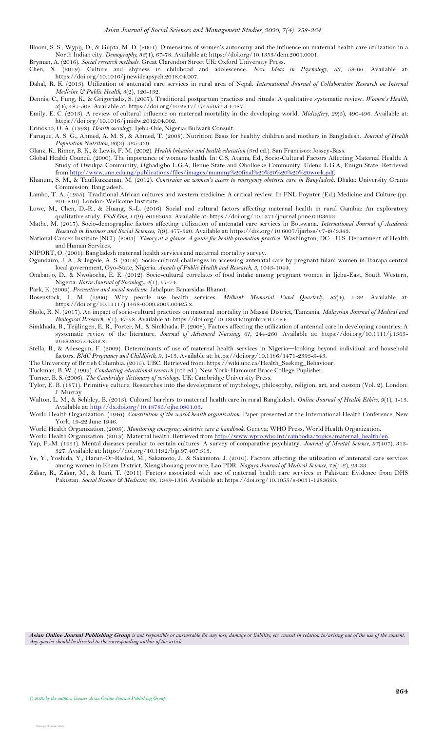Bloom, S. S., Wypij, D., & Gupta, M. D. (2001). Dimensions of women's autonomy and the influence on maternal health care utilization in a North Indian city. *Demography, 38*(1), 67-78. Available at: https://doi.org/10.1353/dem.2001.0001.

Bryman, A. (2016). *Social research methods*. Great Clarendon Street UK: Oxford University Press.

Chen, X. (2019). Culture and shyness in childhood and adolescence. *New Ideas in Psychology, 53*, 58-66. Available at: https://doi.org/10.1016/j.newideapsych.2018.04.007.

Dahal, R. K. (2013). Utilization of antenatal care services in rural area of Nepal. *International Journal of Collaborative Research on Internal Medicine & Public Health, 5*(2), 120-132.

Dennis, C., Fung, K., & Grigoriadis, S. (2007). Traditional postpartum practices and rituals: A qualitative systematic review. *Women's Health, 3*(4), 487-502. Available at: https://doi.org/10.2217/17455057.3.4.487.

Emily, E. C. (2013). A review of cultural influence on maternal mortality in the developing world. *Midwifery, 29*(5), 490-496. Available at: https://doi.org/10.1016/j.midw.2012.04.002.

Erinosho, O. A. (1998). *Health sociology*. Ijebu-Ode, Nigeria: Bulwark Consult.

Faruque, A. S. G., Ahmed, A. M. S., & Ahmed, T. (2008). Nutrition: Basis for healthy children and mothers in Bangladesh. *Journal of Health Population Nutrition, 26*(3), 325-339.

Glanz, K., Rimer, B. K., & Lewis, F. M. (2002). *Health behavior and health education* (3rd ed.). San Francisco: Jossey-Bass.

Global Health Council. (2000). The importance of womens health. In: C.S, Atama, Ed., Socio-Cultural Factors Affecting Maternal Health: A Study of Owukpa Community, Ogbadigbo L.G.A, Benue State and Obolloeke Community, Udenu L.G.A, Enugu State. Retrieved from http://www.unn.edu.ng/publications/files/images/mummy%20final%20%20%20%20work.pdf.

Khanum, S. M., & Taufikuzzaman, M. (2012). *Constrains on women's access to emergency obstetric care in Bangladesh*. Dhaka: University Grants Commission, Bangladesh.

Lambo, T. A. (1955). Traditional African cultures and western medicine: A critical review. In FNL Poynter (Ed.) Medicine and Culture (pp. 201-210). London: Wellcome Institute.

Lowe, M., Chen, D.-R., & Huang, S.-L. (2016). Social and cultural factors affecting maternal health in rural Gambia: An exploratory qualitative study. *PloS One, 11*(9), e0163653. Available at: https://doi.org/10.1371/journal.pone.0163653.

Mathe, M. (2017). Socio-demographic factors affecting utilization of antenatal care services in Botswana. *International Journal of Academic Research in Business and Social Sciences, 7*(9), 477-520. Available at: https://doi.org/10.6007/ijarbss/v7-i9/3343.

National Cancer Institute (NCI). (2003). *Theory at a glance: A guide for health promotion practice*. Washington, DC: : U.S. Department of Health and Human Services.

NIPORT, O. (2001). Bangladesh maternal health services and maternal mortality survey.

Ogundairo, J. A., & Jegede, A. S. (2016). Socio-cultural challenges in accessing antenatal care by pregnant fulani women in Ibarapa central local government, Oyo-State, Nigeria. *Annals of Public Health and Research, 3*, 1043-1044.

Onabanjo, D., & Nwokocha, E. E. (2012). Socio-cultural correlates of food intake among pregnant women in Ijebu-East, South Western, Nigeria. *Ilorin Journal of Sociology, 4*(1), 57-74.

Park, K. (2009). *Preventive and social medicine*. Jabalpur: Banarsidas Bhanot.

Rosenstock, I. M. (1966). Why people use health services. *Milbank Memorial Fund Quarterly, 83*(4), 1-32. Available at: https://doi.org/10.1111/j.1468-0009.2005.00425.x.

Shole, R. N. (2017). An impact of socio-cultural practices on maternal mortality in Masasi District, Tanzania. *Malaysian Journal of Medical and Biological Research, 4*(1), 47-58. Available at: https://doi.org/10.18034/mjmbr.v4i1.424.

Simkhada, B., Teijlingen, E. R., Porter, M., & Simkhada, P. (2008). Factors affecting the utilization of antennal care in developing countries: A systematic review of the literature. *Journal of Advanced Nursing, 61*, 244-260. Available at: https://doi.org/10.1111/j.1365-2648.2007.04532.x.

Stella, B., & Adesegun, F. (2009). Determinants of use of maternal health services in Nigeria—looking beyond individual and household factors. *BMC Pregnancy and Childbirth, 9*, 1-13. Available at: https://doi.org/10.1186/1471-2393-9-43.

The University of British Columbia. (2015). UBC. Retrieved from: https://wiki.ubc.ca/Health_Seeking_Behaviour.

Tuckman, B. W. (1999). *Conducting educational research* (5th ed.). New York: Harcount Brace College Puplisher.

Turner, B. S. (2006). *The Cambridge dictionary of sociology*. UK: Cambridge University Press.

Tylor, E. B. (1871). Primitive culture: Researches into the development of mythology, philosophy, religion, art, and custom (Vol. 2). London: J. Murray.

Walton, L. M., & Schbley, B. (2013). Cultural barriers to maternal health care in rural Bangladesh. *Online Journal of Health Ethics, 9*(1), 1-13. Available at: http://dx.doi.org/10.18785/ojhe.0901.03.

World Health Organization. (1946). *Constitution of the world health organization*. Paper presented at the International Health Conference, New York, 19-22 June 1946.

World Health Organization. (2009). *Monitoring emergency obstetric care a handbook*. Geneva: WHO Press, World Health Organization.

World Health Organization. (2019). Maternal health. Retrieved from http://www.wpro.who.int/cambodia/topics/maternal_health/en.

Yap, P.-M. (1951). Mental diseases peculiar to certain cultures: A survey of comparative psychiatry. *Journal of Mental Science, 97*(407), 313-327. Available at: https://doi.org/10.1192/bjp.97.407.313.

Ye, Y., Yoshida, Y., Harun-Or-Rashid, M., Sakamoto, J., & Sakamoto, J. (2010). Factors affecting the utilization of antenatal care services among women in Kham District, Xiengkhouang province, Lao PDR. *Nagoya Journal of Medical Science, 72*(1-2), 23-33.

Zakar, R., Zakar, M., & Itani, T. (2011). Factors associated with use of maternal health care services in Pakistan: Evidence from DHS Pakistan. *Social Science & Medicine, 68*, 1349-1356. Available at: https://doi.org/10.1055/s-0031-1283690.

***Asian Online Journal Publishing Group*** *is not responsible or answerable for any loss, damage or liability, etc. caused in relation to/arising out of the use of the content. Any queries should be directed to the corresponding author of the article.*